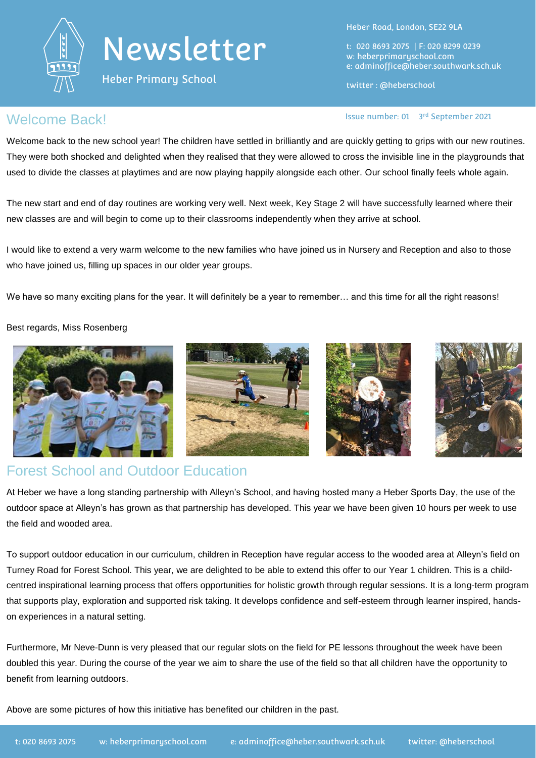# Newsletter

Heber Primary School

Heber Road, London, SE22 9LA

t: 020 8693 2075 | F: 020 8299 0239
w: heberprimaryschool.com
e: adminoffice@heber.southwark.sch.uk

twitter : @heberschool

## Welcome Back!

Issue number: 01 3rd September 2021

Welcome back to the new school year! The children have settled in brilliantly and are quickly getting to grips with our new routines. They were both shocked and delighted when they realised that they were allowed to cross the invisible line in the playgrounds that used to divide the classes at playtimes and are now playing happily alongside each other. Our school finally feels whole again.

The new start and end of day routines are working very well. Next week, Key Stage 2 will have successfully learned where their new classes are and will begin to come up to their classrooms independently when they arrive at school.

I would like to extend a very warm welcome to the new families who have joined us in Nursery and Reception and also to those who have joined us, filling up spaces in our older year groups.

We have so many exciting plans for the year. It will definitely be a year to remember… and this time for all the right reasons!

Best regards, Miss Rosenberg

## Forest School and Outdoor Education

At Heber we have a long standing partnership with Alleyn's School, and having hosted many a Heber Sports Day, the use of the outdoor space at Alleyn's has grown as that partnership has developed. This year we have been given 10 hours per week to use the field and wooded area.

To support outdoor education in our curriculum, children in Reception have regular access to the wooded area at Alleyn's field on Turney Road for Forest School. This year, we are delighted to be able to extend this offer to our Year 1 children. This is a child-centred inspirational learning process that offers opportunities for holistic growth through regular sessions. It is a long-term program that supports play, exploration and supported risk taking. It develops confidence and self-esteem through learner inspired, hands-on experiences in a natural setting.

Furthermore, Mr Neve-Dunn is very pleased that our regular slots on the field for PE lessons throughout the week have been doubled this year. During the course of the year we aim to share the use of the field so that all children have the opportunity to benefit from learning outdoors.

Above are some pictures of how this initiative has benefited our children in the past.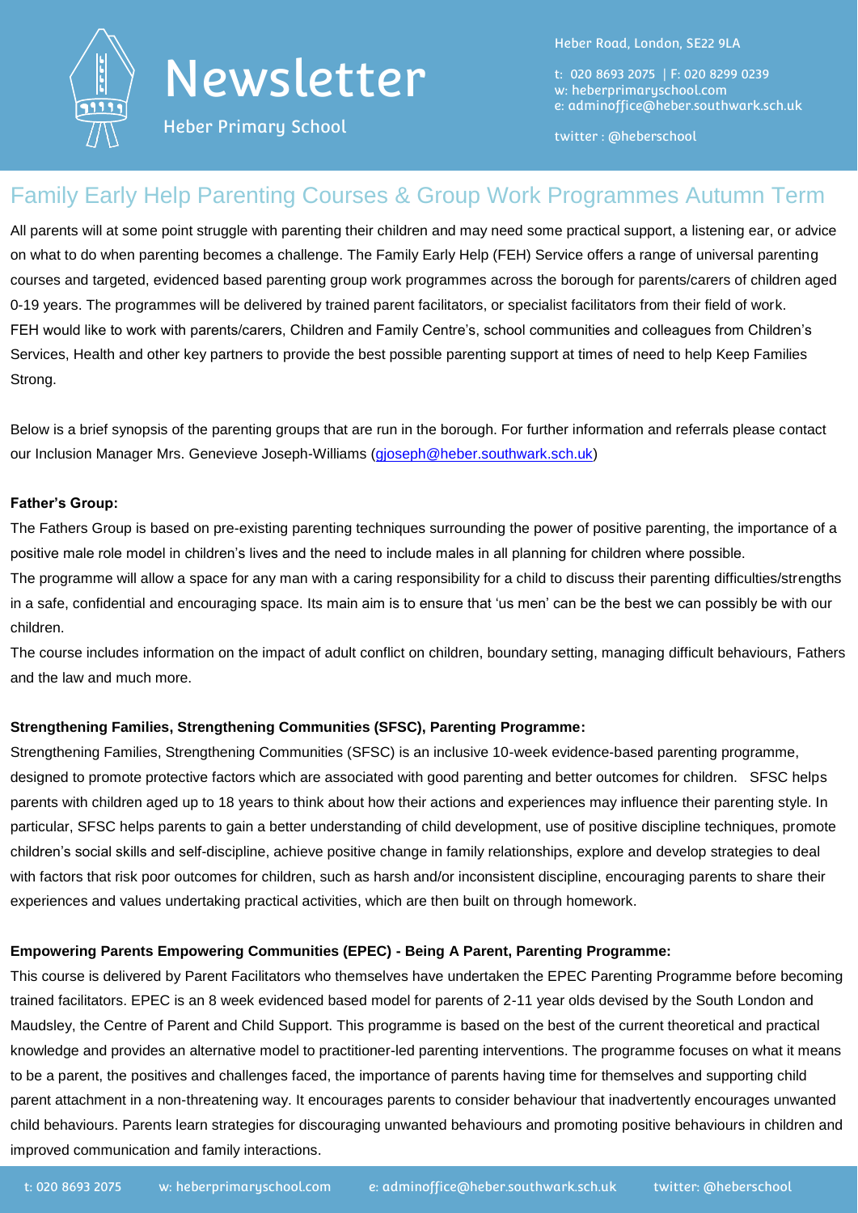# Newsletter

Heber Primary School

Heber Road, London, SE22 9LA

t: 020 8693 2075 | F: 020 8299 0239
w: heberprimaryschool.com
e: adminoffice@heber.southwark.sch.uk

twitter : @heberschool

## Family Early Help Parenting Courses & Group Work Programmes Autumn Term

All parents will at some point struggle with parenting their children and may need some practical support, a listening ear, or advice on what to do when parenting becomes a challenge. The Family Early Help (FEH) Service offers a range of universal parenting courses and targeted, evidenced based parenting group work programmes across the borough for parents/carers of children aged 0-19 years. The programmes will be delivered by trained parent facilitators, or specialist facilitators from their field of work.
FEH would like to work with parents/carers, Children and Family Centre's, school communities and colleagues from Children's Services, Health and other key partners to provide the best possible parenting support at times of need to help Keep Families Strong.

Below is a brief synopsis of the parenting groups that are run in the borough. For further information and referrals please contact our Inclusion Manager Mrs. Genevieve Joseph-Williams (gjoseph@heber.southwark.sch.uk)

**Father's Group:**

The Fathers Group is based on pre-existing parenting techniques surrounding the power of positive parenting, the importance of a positive male role model in children's lives and the need to include males in all planning for children where possible.
The programme will allow a space for any man with a caring responsibility for a child to discuss their parenting difficulties/strengths in a safe, confidential and encouraging space. Its main aim is to ensure that 'us men' can be the best we can possibly be with our children.
The course includes information on the impact of adult conflict on children, boundary setting, managing difficult behaviours, Fathers and the law and much more.

**Strengthening Families, Strengthening Communities (SFSC), Parenting Programme:**

Strengthening Families, Strengthening Communities (SFSC) is an inclusive 10-week evidence-based parenting programme, designed to promote protective factors which are associated with good parenting and better outcomes for children. SFSC helps parents with children aged up to 18 years to think about how their actions and experiences may influence their parenting style. In particular, SFSC helps parents to gain a better understanding of child development, use of positive discipline techniques, promote children's social skills and self-discipline, achieve positive change in family relationships, explore and develop strategies to deal with factors that risk poor outcomes for children, such as harsh and/or inconsistent discipline, encouraging parents to share their experiences and values undertaking practical activities, which are then built on through homework.

**Empowering Parents Empowering Communities (EPEC) - Being A Parent, Parenting Programme:**

This course is delivered by Parent Facilitators who themselves have undertaken the EPEC Parenting Programme before becoming trained facilitators. EPEC is an 8 week evidenced based model for parents of 2-11 year olds devised by the South London and Maudsley, the Centre of Parent and Child Support. This programme is based on the best of the current theoretical and practical knowledge and provides an alternative model to practitioner-led parenting interventions. The programme focuses on what it means to be a parent, the positives and challenges faced, the importance of parents having time for themselves and supporting child parent attachment in a non-threatening way. It encourages parents to consider behaviour that inadvertently encourages unwanted child behaviours. Parents learn strategies for discouraging unwanted behaviours and promoting positive behaviours in children and improved communication and family interactions.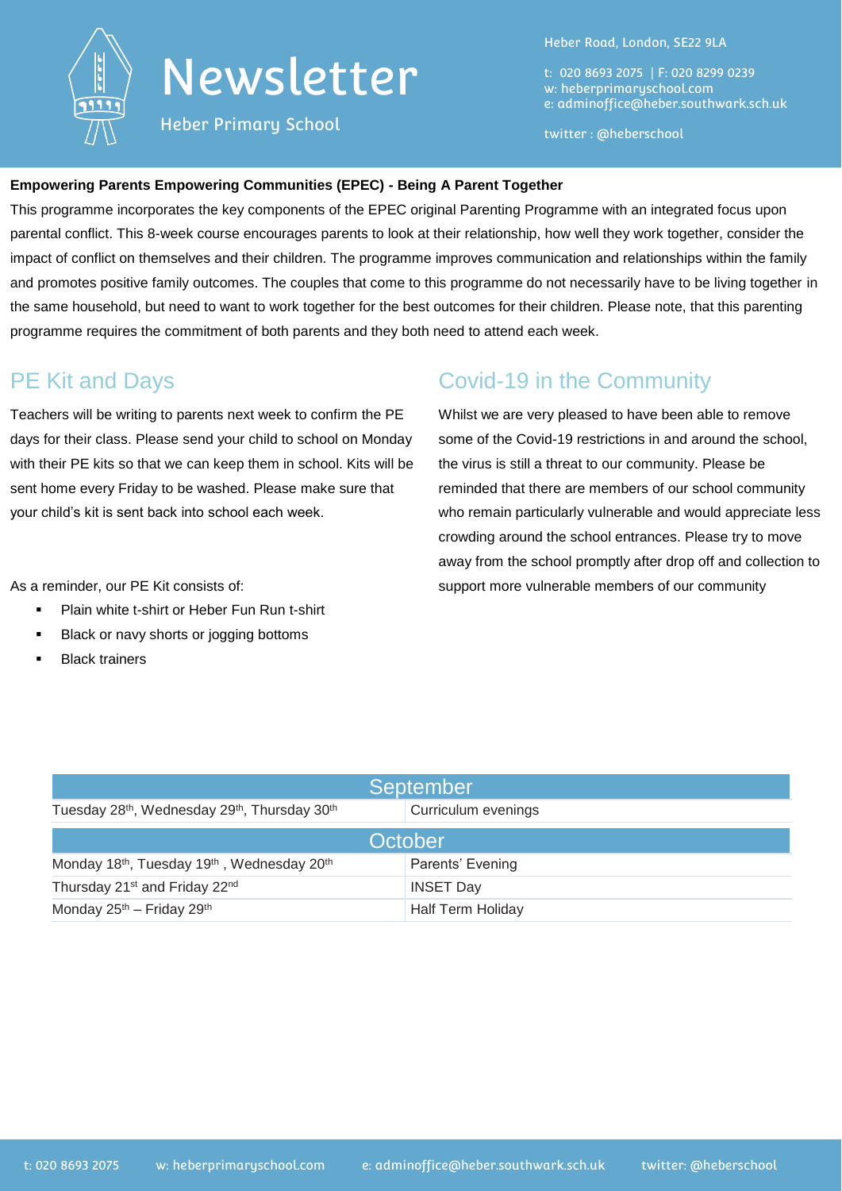# Newsletter

Heber Primary School

Heber Road, London, SE22 9LA

t: 020 8693 2075 | F: 020 8299 0239
w: heberprimaryschool.com
e: adminoffice@heber.southwark.sch.uk

twitter : @heberschool

**Empowering Parents Empowering Communities (EPEC) - Being A Parent Together**

This programme incorporates the key components of the EPEC original Parenting Programme with an integrated focus upon parental conflict. This 8-week course encourages parents to look at their relationship, how well they work together, consider the impact of conflict on themselves and their children. The programme improves communication and relationships within the family and promotes positive family outcomes. The couples that come to this programme do not necessarily have to be living together in the same household, but need to want to work together for the best outcomes for their children. Please note, that this parenting programme requires the commitment of both parents and they both need to attend each week.

## PE Kit and Days

Teachers will be writing to parents next week to confirm the PE days for their class. Please send your child to school on Monday with their PE kits so that we can keep them in school. Kits will be sent home every Friday to be washed. Please make sure that your child's kit is sent back into school each week.

As a reminder, our PE Kit consists of:

- Plain white t-shirt or Heber Fun Run t-shirt
- Black or navy shorts or jogging bottoms
- Black trainers

## Covid-19 in the Community

Whilst we are very pleased to have been able to remove some of the Covid-19 restrictions in and around the school, the virus is still a threat to our community. Please be reminded that there are members of our school community who remain particularly vulnerable and would appreciate less crowding around the school entrances. Please try to move away from the school promptly after drop off and collection to support more vulnerable members of our community

| September | |
|---|---|
| Tuesday 28th, Wednesday 29th, Thursday 30th | Curriculum evenings |
| **October** | |
| Monday 18th, Tuesday 19th , Wednesday 20th | Parents' Evening |
| Thursday 21st and Friday 22nd | INSET Day |
| Monday 25th – Friday 29th | Half Term Holiday |